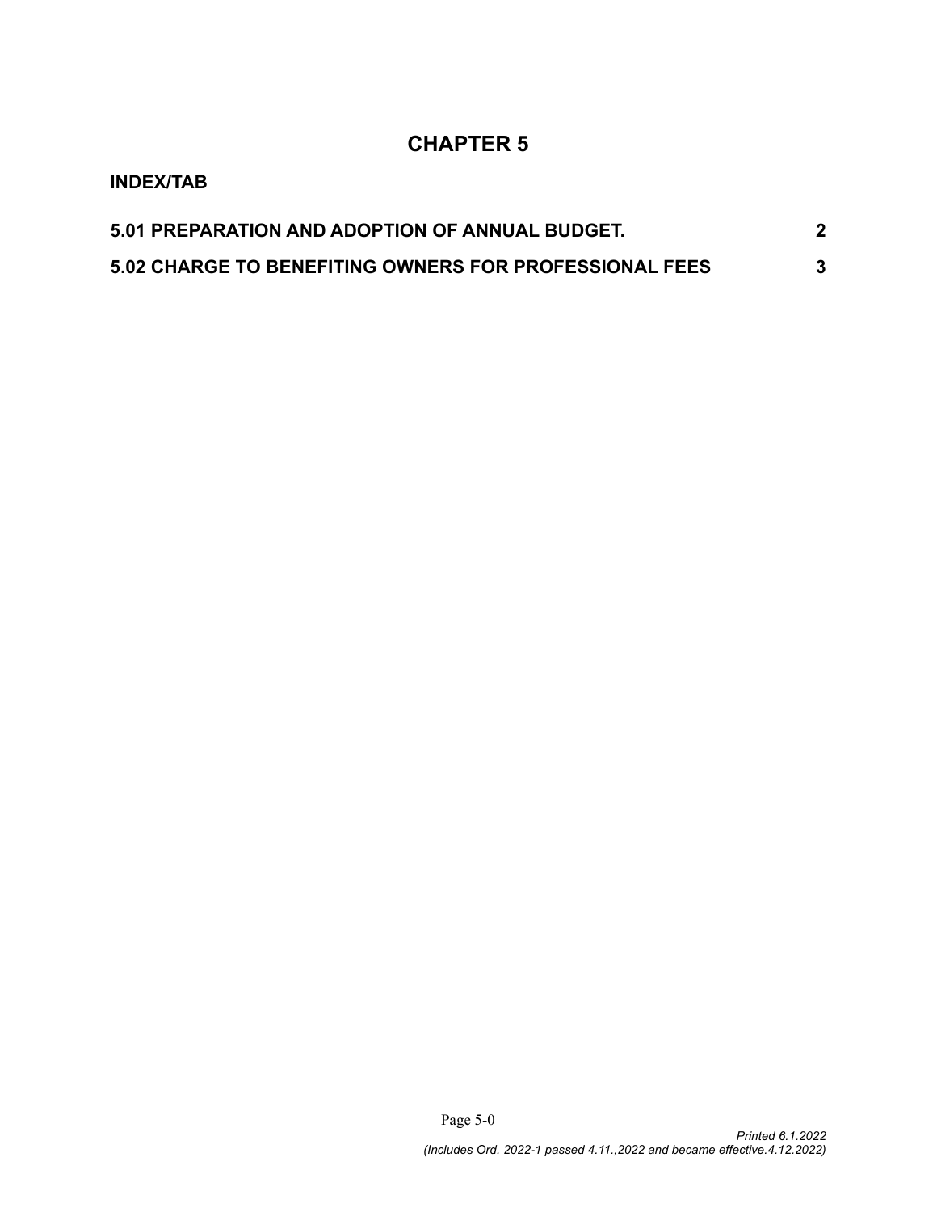# CHAPTER 5

**INDEX/TAB**

| | |
|---|---|
| **5.01 PREPARATION AND ADOPTION OF ANNUAL BUDGET.** | **2** |
| **5.02 CHARGE TO BENEFITING OWNERS FOR PROFESSIONAL FEES** | **3** |

*Printed 6.1.2022*
*(Includes Ord. 2022-1 passed 4.11.,2022 and became effective.4.12.2022)*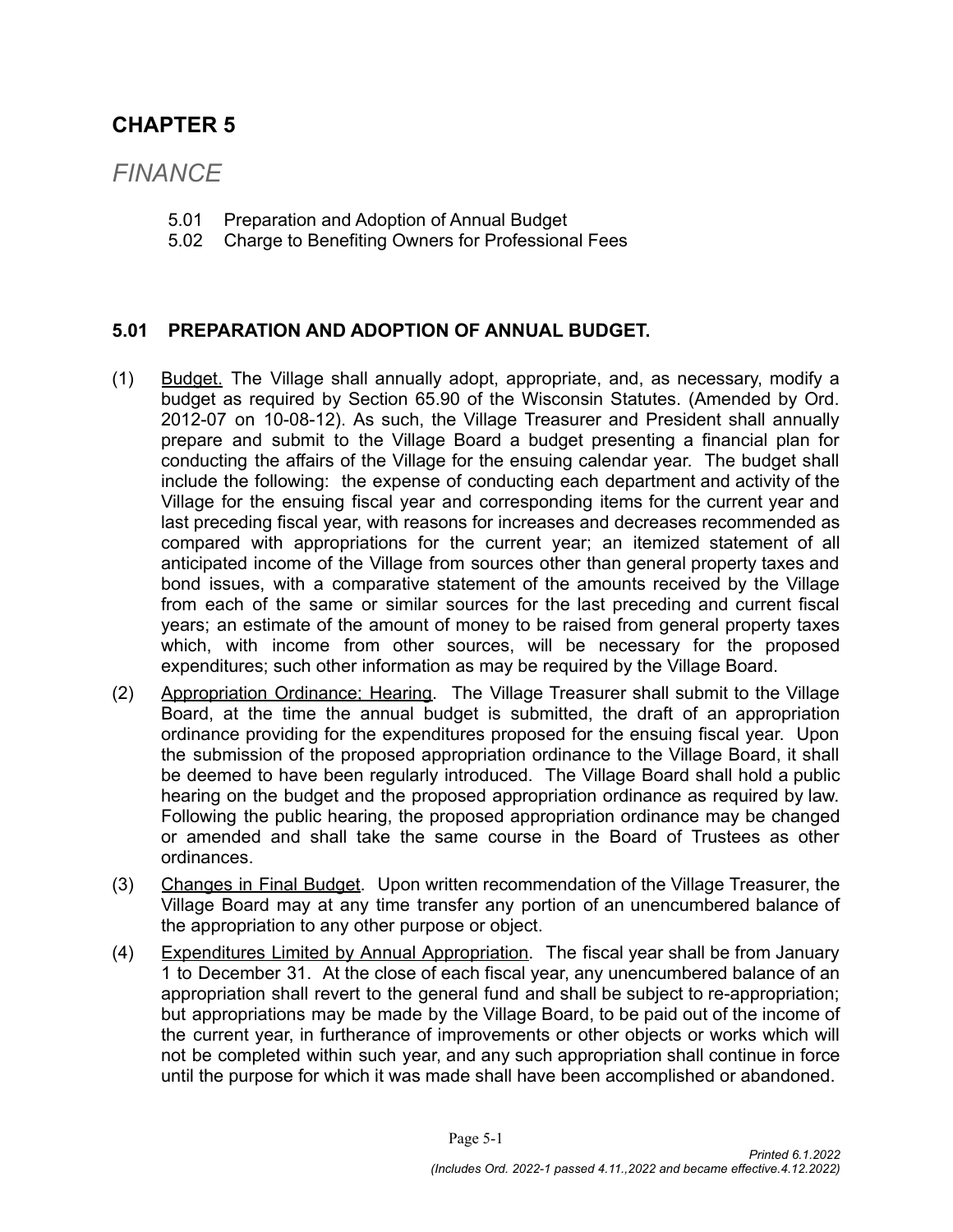# CHAPTER 5

## *FINANCE*

5.01 Preparation and Adoption of Annual Budget
5.02 Charge to Benefiting Owners for Professional Fees

### 5.01 PREPARATION AND ADOPTION OF ANNUAL BUDGET.

(1) Budget. The Village shall annually adopt, appropriate, and, as necessary, modify a budget as required by Section 65.90 of the Wisconsin Statutes. (Amended by Ord. 2012-07 on 10-08-12). As such, the Village Treasurer and President shall annually prepare and submit to the Village Board a budget presenting a financial plan for conducting the affairs of the Village for the ensuing calendar year. The budget shall include the following: the expense of conducting each department and activity of the Village for the ensuing fiscal year and corresponding items for the current year and last preceding fiscal year, with reasons for increases and decreases recommended as compared with appropriations for the current year; an itemized statement of all anticipated income of the Village from sources other than general property taxes and bond issues, with a comparative statement of the amounts received by the Village from each of the same or similar sources for the last preceding and current fiscal years; an estimate of the amount of money to be raised from general property taxes which, with income from other sources, will be necessary for the proposed expenditures; such other information as may be required by the Village Board.

(2) Appropriation Ordinance; Hearing. The Village Treasurer shall submit to the Village Board, at the time the annual budget is submitted, the draft of an appropriation ordinance providing for the expenditures proposed for the ensuing fiscal year. Upon the submission of the proposed appropriation ordinance to the Village Board, it shall be deemed to have been regularly introduced. The Village Board shall hold a public hearing on the budget and the proposed appropriation ordinance as required by law. Following the public hearing, the proposed appropriation ordinance may be changed or amended and shall take the same course in the Board of Trustees as other ordinances.

(3) Changes in Final Budget. Upon written recommendation of the Village Treasurer, the Village Board may at any time transfer any portion of an unencumbered balance of the appropriation to any other purpose or object.

(4) Expenditures Limited by Annual Appropriation. The fiscal year shall be from January 1 to December 31. At the close of each fiscal year, any unencumbered balance of an appropriation shall revert to the general fund and shall be subject to re-appropriation; but appropriations may be made by the Village Board, to be paid out of the income of the current year, in furtherance of improvements or other objects or works which will not be completed within such year, and any such appropriation shall continue in force until the purpose for which it was made shall have been accomplished or abandoned.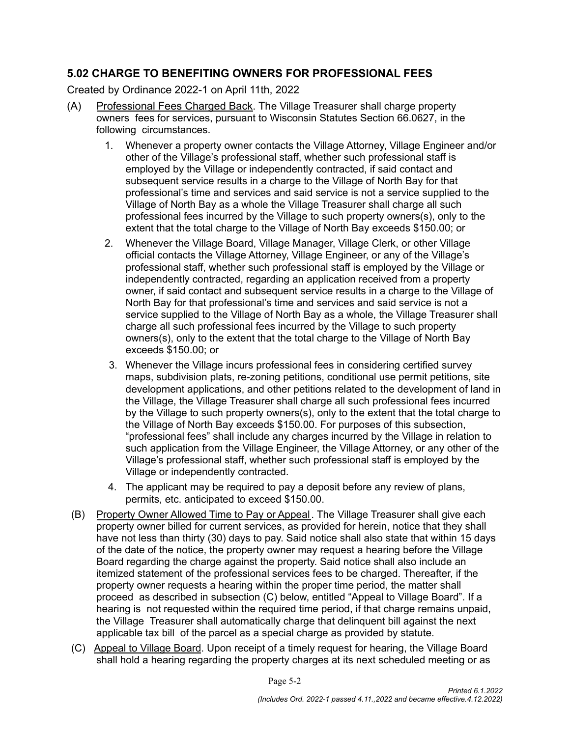## 5.02 CHARGE TO BENEFITING OWNERS FOR PROFESSIONAL FEES

Created by Ordinance 2022-1 on April 11th, 2022

(A) Professional Fees Charged Back. The Village Treasurer shall charge property owners fees for services, pursuant to Wisconsin Statutes Section 66.0627, in the following circumstances.

1. Whenever a property owner contacts the Village Attorney, Village Engineer and/or other of the Village's professional staff, whether such professional staff is employed by the Village or independently contracted, if said contact and subsequent service results in a charge to the Village of North Bay for that professional's time and services and said service is not a service supplied to the Village of North Bay as a whole the Village Treasurer shall charge all such professional fees incurred by the Village to such property owners(s), only to the extent that the total charge to the Village of North Bay exceeds $150.00; or
2. Whenever the Village Board, Village Manager, Village Clerk, or other Village official contacts the Village Attorney, Village Engineer, or any of the Village's professional staff, whether such professional staff is employed by the Village or independently contracted, regarding an application received from a property owner, if said contact and subsequent service results in a charge to the Village of North Bay for that professional's time and services and said service is not a service supplied to the Village of North Bay as a whole, the Village Treasurer shall charge all such professional fees incurred by the Village to such property owners(s), only to the extent that the total charge to the Village of North Bay exceeds $150.00; or
3. Whenever the Village incurs professional fees in considering certified survey maps, subdivision plats, re-zoning petitions, conditional use permit petitions, site development applications, and other petitions related to the development of land in the Village, the Village Treasurer shall charge all such professional fees incurred by the Village to such property owners(s), only to the extent that the total charge to the Village of North Bay exceeds $150.00. For purposes of this subsection, "professional fees" shall include any charges incurred by the Village in relation to such application from the Village Engineer, the Village Attorney, or any other of the Village's professional staff, whether such professional staff is employed by the Village or independently contracted.
4. The applicant may be required to pay a deposit before any review of plans, permits, etc. anticipated to exceed $150.00.

(B) Property Owner Allowed Time to Pay or Appeal. The Village Treasurer shall give each property owner billed for current services, as provided for herein, notice that they shall have not less than thirty (30) days to pay. Said notice shall also state that within 15 days of the date of the notice, the property owner may request a hearing before the Village Board regarding the charge against the property. Said notice shall also include an itemized statement of the professional services fees to be charged. Thereafter, if the property owner requests a hearing within the proper time period, the matter shall proceed as described in subsection (C) below, entitled "Appeal to Village Board". If a hearing is not requested within the required time period, if that charge remains unpaid, the Village Treasurer shall automatically charge that delinquent bill against the next applicable tax bill of the parcel as a special charge as provided by statute.

(C) Appeal to Village Board. Upon receipt of a timely request for hearing, the Village Board shall hold a hearing regarding the property charges at its next scheduled meeting or as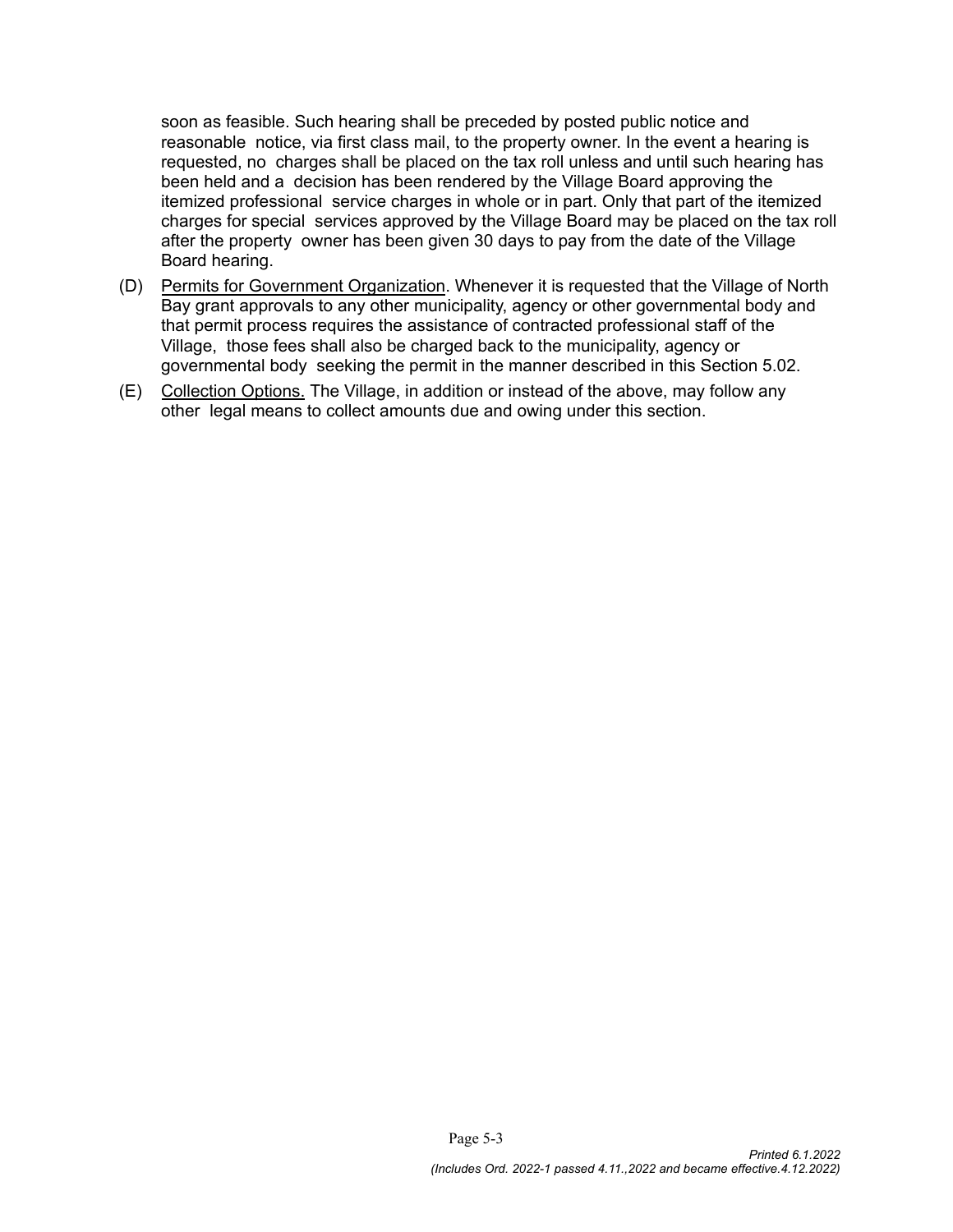soon as feasible. Such hearing shall be preceded by posted public notice and reasonable notice, via first class mail, to the property owner. In the event a hearing is requested, no charges shall be placed on the tax roll unless and until such hearing has been held and a decision has been rendered by the Village Board approving the itemized professional service charges in whole or in part. Only that part of the itemized charges for special services approved by the Village Board may be placed on the tax roll after the property owner has been given 30 days to pay from the date of the Village Board hearing.

(D) Permits for Government Organization. Whenever it is requested that the Village of North Bay grant approvals to any other municipality, agency or other governmental body and that permit process requires the assistance of contracted professional staff of the Village, those fees shall also be charged back to the municipality, agency or governmental body seeking the permit in the manner described in this Section 5.02.

(E) Collection Options. The Village, in addition or instead of the above, may follow any other legal means to collect amounts due and owing under this section.